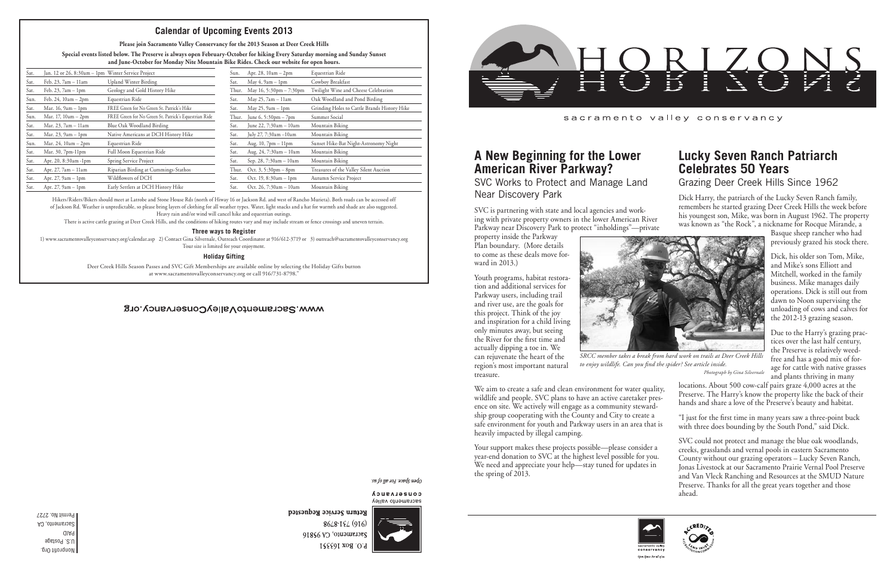## Calendar of Upcoming Events 2013

**Please join Sacramento Valley Conservancy for the 2013 Season at Deer Creek Hills**

**Special events listed below. The Preserve is always open February-October for hiking Every Saturday morning and Sunday Sunset and June-October for Monday Nite Mountain Bike Rides. Check our website for open hours.**

| | | |
|---|---|---|
| Sat. | Jan. 12 or 26, 8:30am – 1pm | Winter Service Project |
| Sat. | Feb. 23, 7am – 11am | Upland Winter Birding |
| Sat. | Feb. 23, 7am – 1pm | Geology and Gold History Hike |
| Sun. | Feb. 24, 10am – 2pm | Equestrian Ride |
| Sat. | Mar. 16, 9am – 1pm | FREE Green for No Green St. Patrick's Hike |
| Sun. | Mar. 17, 10am – 2pm | FREE Green for No Green St. Patrick's Equestrian Ride |
| Sat. | Mar. 23, 7am – 11am | Blue Oak Woodland Birding |
| Sat. | Mar. 23, 9am – 1pm | Native Americans at DCH History Hike |
| Sun. | Mar. 24, 10am – 2pm | Equestrian Ride |
| Sat. | Mar. 30, 7pm-11pm | Full Moon Equestrian Ride |
| Sat. | Apr. 20, 8:30am -1pm | Spring Service Project |
| Sat. | Apr. 27, 7am – 11am | Riparian Birding at Cummings-Stathos |
| Sat. | Apr. 27, 9am – 1pm | Wildflowers of DCH |
| Sat. | Apr. 27, 9am – 1pm | Early Settlers at DCH History Hike |
| Sun. | Apr. 28, 10am – 2pm | Equestrian Ride |
| Sat. | May 4, 9am – 1pm | Cowboy Breakfast |
| Thur. | May 16, 5:30pm – 7:30pm | Twilight Wine and Cheese Celebration |
| Sat. | May 25, 7am – 11am | Oak Woodland and Pond Birding |
| Sat. | May 25, 9am – 1pm | Grinding Holes to Cattle Brands History Hike |
| Thur. | June 6, 5:30pm – 7pm | Summer Social |
| Sat. | June 22, 7:30am – 10am | Mountain Biking |
| Sat. | July 27, 7:30am –10am | Mountain Biking |
| Sat. | Aug. 10, 7pm – 11pm | Sunset Hike-Bat Night-Astronomy Night |
| Sat. | Aug. 24, 7:30am – 10am | Mountain Biking |
| Sat. | Sep. 28, 7:30am – 10am | Mountain Biking |
| Thur. | Oct. 3, 5:30pm – 8pm | Treasures of the Valley Silent Auction |
| Sat. | Oct. 19, 8:30am – 1pm | Autumn Service Project |
| Sat. | Oct. 26, 7:30am – 10am | Mountain Biking |

Hikers/Riders/Bikers should meet at Latrobe and Stone House Rds (north of Hiway 16 or Jackson Rd. and west of Rancho Murieta). Both roads can be accessed off of Jackson Rd. Weather is unpredictable, so please bring layers of clothing for all weather types. Water, light snacks and a hat for warmth and shade are also suggested. Heavy rain and/or wind will cancel hike and equestrian outings.

There is active cattle grazing at Deer Creek Hills, and the conditions of hiking routes vary and may include stream or fence crossings and uneven terrain.

**Three ways to Register**

1) www.sacramentovalleyconservancy.org/calendar.asp 2) Contact Gina Silvernale, Outreach Coordinator at 916/612-3719 or 3) outreach@sacramentovalleyconservancy.org Tour size is limited for your enjoyment.

**Holiday Gifting**

Deer Creek Hills Season Passes and SVC Gift Memberships are available online by selecting the Holiday Gifts button at www.sacramentovalleyconservancy.org or call 916/731-8798."

www.SacramentoValleyConservancy.org

Open Space. For all of us.

sacramento valley conservancy

P.O. Box 163351
Sacramento, CA 95816
(916) 731-8798

**Return Service Requested**

Nonprofit Org.
U.S. Postage
PAID
Sacramento, CA
Permit No. 2727

# HORIZONS

sacramento valley conservancy

## A New Beginning for the Lower American River Parkway?

### SVC Works to Protect and Manage Land Near Discovery Park

SVC is partnering with state and local agencies and working with private property owners in the lower American River Parkway near Discovery Park to protect "inholdings"—private property inside the Parkway Plan boundary. (More details to come as these deals move forward in 2013.)

Youth programs, habitat restoration and additional services for Parkway users, including trail and river use, are the goals for this project. Think of the joy and inspiration for a child living only minutes away, but seeing the River for the first time and actually dipping a toe in. We can rejuvenate the heart of the region's most important natural treasure.

*SRCC member takes a break from hard work on trails at Deer Creek Hills to enjoy wildlife. Can you find the spider? See article inside.*
*Photograph by Gina Silvernale*

We aim to create a safe and clean environment for water quality, wildlife and people. SVC plans to have an active caretaker presence on site. We actively will engage as a community stewardship group cooperating with the County and City to create a safe environment for youth and Parkway users in an area that is heavily impacted by illegal camping.

Your support makes these projects possible—please consider a year-end donation to SVC at the highest level possible for you. We need and appreciate your help—stay tuned for updates in the spring of 2013.

## Lucky Seven Ranch Patriarch Celebrates 50 Years

### Grazing Deer Creek Hills Since 1962

Dick Harry, the patriarch of the Lucky Seven Ranch family, remembers he started grazing Deer Creek Hills the week before his youngest son, Mike, was born in August 1962. The property was known as "the Rock", a nickname for Rocque Mirande, a Basque sheep rancher who had previously grazed his stock there.

Dick, his older son Tom, Mike, and Mike's sons Elliott and Mitchell, worked in the family business. Mike manages daily operations. Dick is still out from dawn to Noon supervising the unloading of cows and calves for the 2012-13 grazing season.

Due to the Harry's grazing practices over the last half century, the Preserve is relatively weed-free and has a good mix of forage for cattle with native grasses and plants thriving in many locations. About 500 cow-calf pairs graze 4,000 acres at the Preserve. The Harry's know the property like the back of their hands and share a love of the Preserve's beauty and habitat.

"I just for the first time in many years saw a three-point buck with three does bounding by the South Pond," said Dick.

SVC could not protect and manage the blue oak woodlands, creeks, grasslands and vernal pools in eastern Sacramento County without our grazing operators – Lucky Seven Ranch, Jonas Livestock at our Sacramento Prairie Vernal Pool Preserve and Van Vleck Ranching and Resources at the SMUD Nature Preserve. Thanks for all the great years together and those ahead.

sacramento valley conservancy
Open Space. For all of us.

ACCREDITED
LAND TRUST ACCREDITATION COMMISSION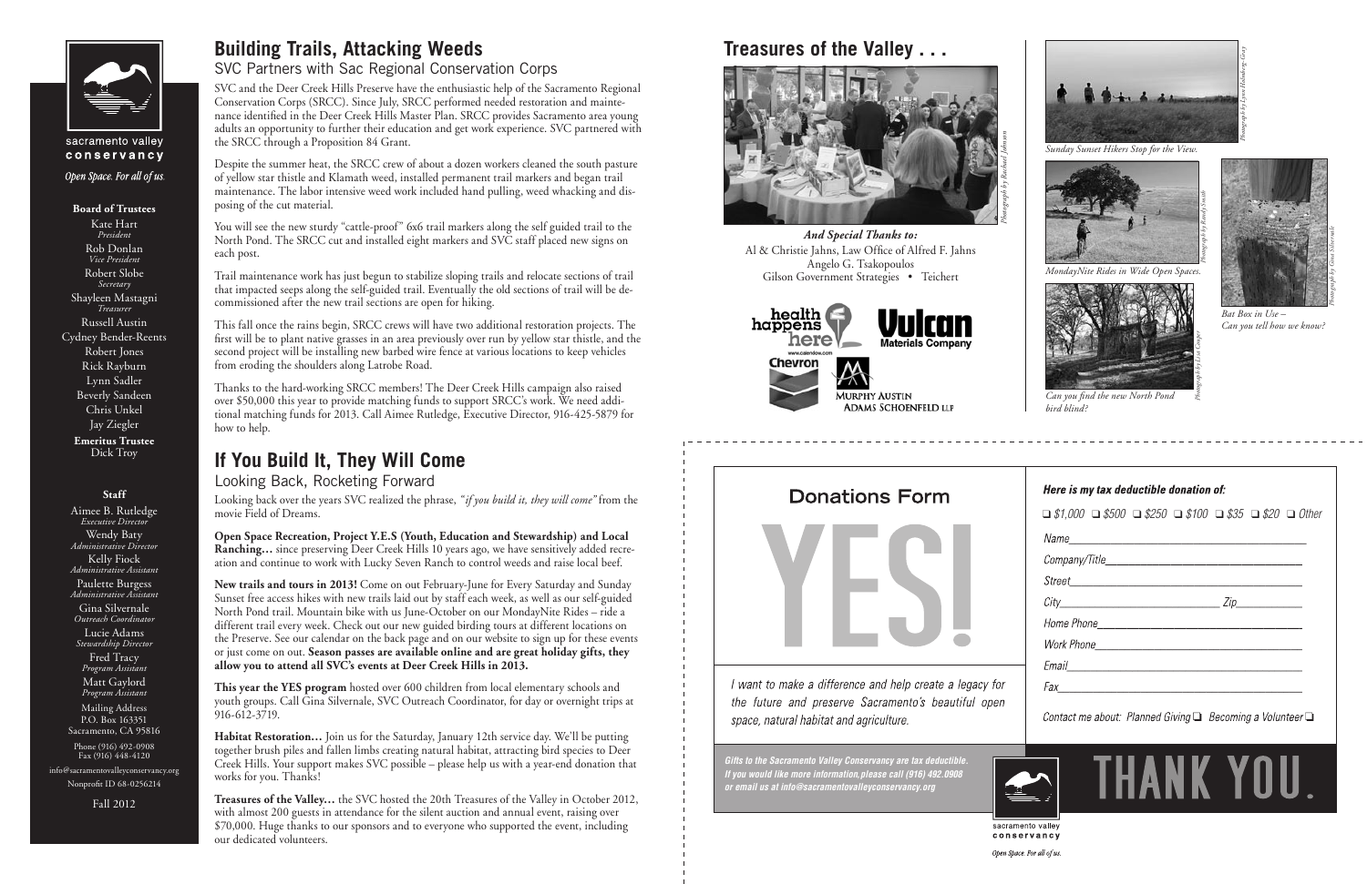sacramento valley
conservancy

*Open Space. For all of us.*

**Board of Trustees**

Kate Hart
*President*

Rob Donlan
*Vice President*

Robert Slobe
*Secretary*

Shayleen Mastagni
*Treasurer*

Russell Austin

Cydney Bender-Reents

Robert Jones

Rick Rayburn

Lynn Sadler

Beverly Sandeen

Chris Unkel

Jay Ziegler

**Emeritus Trustee**

Dick Troy

**Staff**

Aimee B. Rutledge
*Executive Director*

Wendy Baty
*Administrative Director*

Kelly Fiock
*Administrative Assistant*

Paulette Burgess
*Administrative Assistant*

Gina Silvernale
*Outreach Coordinator*

Lucie Adams
*Stewardship Director*

Fred Tracy
*Program Assistant*

Matt Gaylord
*Program Assistant*

Mailing Address
P.O. Box 163351
Sacramento, CA 95816

Phone (916) 492-0908
Fax (916) 448-4120

info@sacramentovalleyconservancy.org

Nonprofit ID 68-0256214

Fall 2012

# Building Trails, Attacking Weeds

## SVC Partners with Sac Regional Conservation Corps

SVC and the Deer Creek Hills Preserve have the enthusiastic help of the Sacramento Regional Conservation Corps (SRCC). Since July, SRCC performed needed restoration and maintenance identified in the Deer Creek Hills Master Plan. SRCC provides Sacramento area young adults an opportunity to further their education and get work experience. SVC partnered with the SRCC through a Proposition 84 Grant.

Despite the summer heat, the SRCC crew of about a dozen workers cleaned the south pasture of yellow star thistle and Klamath weed, installed permanent trail markers and began trail maintenance. The labor intensive weed work included hand pulling, weed whacking and disposing of the cut material.

You will see the new sturdy "cattle-proof" 6x6 trail markers along the self guided trail to the North Pond. The SRCC cut and installed eight markers and SVC staff placed new signs on each post.

Trail maintenance work has just begun to stabilize sloping trails and relocate sections of trail that impacted seeps along the self-guided trail. Eventually the old sections of trail will be decommissioned after the new trail sections are open for hiking.

This fall once the rains begin, SRCC crews will have two additional restoration projects. The first will be to plant native grasses in an area previously over run by yellow star thistle, and the second project will be installing new barbed wire fence at various locations to keep vehicles from eroding the shoulders along Latrobe Road.

Thanks to the hard-working SRCC members! The Deer Creek Hills campaign also raised over $50,000 this year to provide matching funds to support SRCC's work. We need additional matching funds for 2013. Call Aimee Rutledge, Executive Director, 916-425-5879 for how to help.

# If You Build It, They Will Come

## Looking Back, Rocketing Forward

Looking back over the years SVC realized the phrase, *"if you build it, they will come"* from the movie Field of Dreams.

**Open Space Recreation, Project Y.E.S (Youth, Education and Stewardship) and Local Ranching…** since preserving Deer Creek Hills 10 years ago, we have sensitively added recreation and continue to work with Lucky Seven Ranch to control weeds and raise local beef.

**New trails and tours in 2013!** Come on out February-June for Every Saturday and Sunday Sunset free access hikes with new trails laid out by staff each week, as well as our self-guided North Pond trail. Mountain bike with us June-October on our MondayNite Rides – ride a different trail every week. Check out our new guided birding tours at different locations on the Preserve. See our calendar on the back page and on our website to sign up for these events or just come on out. **Season passes are available online and are great holiday gifts, they allow you to attend all SVC's events at Deer Creek Hills in 2013.**

**This year the YES program** hosted over 600 children from local elementary schools and youth groups. Call Gina Silvernale, SVC Outreach Coordinator, for day or overnight trips at 916-612-3719.

**Habitat Restoration…** Join us for the Saturday, January 12th service day. We'll be putting together brush piles and fallen limbs creating natural habitat, attracting bird species to Deer Creek Hills. Your support makes SVC possible – please help us with a year-end donation that works for you. Thanks!

**Treasures of the Valley…** the SVC hosted the 20th Treasures of the Valley in October 2012, with almost 200 guests in attendance for the silent auction and annual event, raising over $70,000. Huge thanks to our sponsors and to everyone who supported the event, including our dedicated volunteers.

# Treasures of the Valley . . .

*Photograph by Rachael Johnson*

***And Special Thanks to:***

Al & Christie Jahns, Law Office of Alfred F. Jahns
Angelo G. Tsakopoulos
Gilson Government Strategies • Teichert

health happens here — www.calendow.com
Vulcan Materials Company
Chevron
Murphy Austin Adams Schoenfeld LLP

*Photograph by Lynn Holmberg-Gray*

*Sunday Sunset Hikers Stop for the View.*

*Photograph by Randy Smith*

*MondayNite Rides in Wide Open Spaces.*

*Photograph by Gina Silvernale*

*Bat Box in Use – Can you tell how we know?*

*Photograph by Lisa Cooper*

*Can you find the new North Pond bird blind?*

## Donations Form

YES!

*I want to make a difference and help create a legacy for the future and preserve Sacramento's beautiful open space, natural habitat and agriculture.*

***Gifts to the Sacramento Valley Conservancy are tax deductible. If you would like more information,please call (916) 492.0908 or email us at info@sacramentovalleyconservancy.org***

***Here is my tax deductible donation of:***

❑ $1,000 ❑ $500 ❑ $250 ❑ $100 ❑ $35 ❑ $20 ❑ Other

Name\_\_\_\_\_\_\_\_\_\_\_\_\_\_\_\_\_\_\_\_\_\_\_\_\_\_\_\_\_\_\_\_\_\_\_\_\_\_\_\_

Company/Title\_\_\_\_\_\_\_\_\_\_\_\_\_\_\_\_\_\_\_\_\_\_\_\_\_\_\_\_\_\_\_\_\_\_\_

Street\_\_\_\_\_\_\_\_\_\_\_\_\_\_\_\_\_\_\_\_\_\_\_\_\_\_\_\_\_\_\_\_\_\_\_\_\_\_\_\_

City\_\_\_\_\_\_\_\_\_\_\_\_\_\_\_\_\_\_\_\_\_\_\_\_\_\_ Zip\_\_\_\_\_\_\_\_\_\_\_

Home Phone\_\_\_\_\_\_\_\_\_\_\_\_\_\_\_\_\_\_\_\_\_\_\_\_\_\_\_\_\_\_\_\_\_\_\_\_

Work Phone\_\_\_\_\_\_\_\_\_\_\_\_\_\_\_\_\_\_\_\_\_\_\_\_\_\_\_\_\_\_\_\_\_\_\_\_

Email\_\_\_\_\_\_\_\_\_\_\_\_\_\_\_\_\_\_\_\_\_\_\_\_\_\_\_\_\_\_\_\_\_\_\_\_\_\_\_\_

Fax\_\_\_\_\_\_\_\_\_\_\_\_\_\_\_\_\_\_\_\_\_\_\_\_\_\_\_\_\_\_\_\_\_\_\_\_\_\_\_\_\_

Contact me about: Planned Giving ❑ Becoming a Volunteer ❑

THANK YOU.

sacramento valley
conservancy

*Open Space. For all of us.*